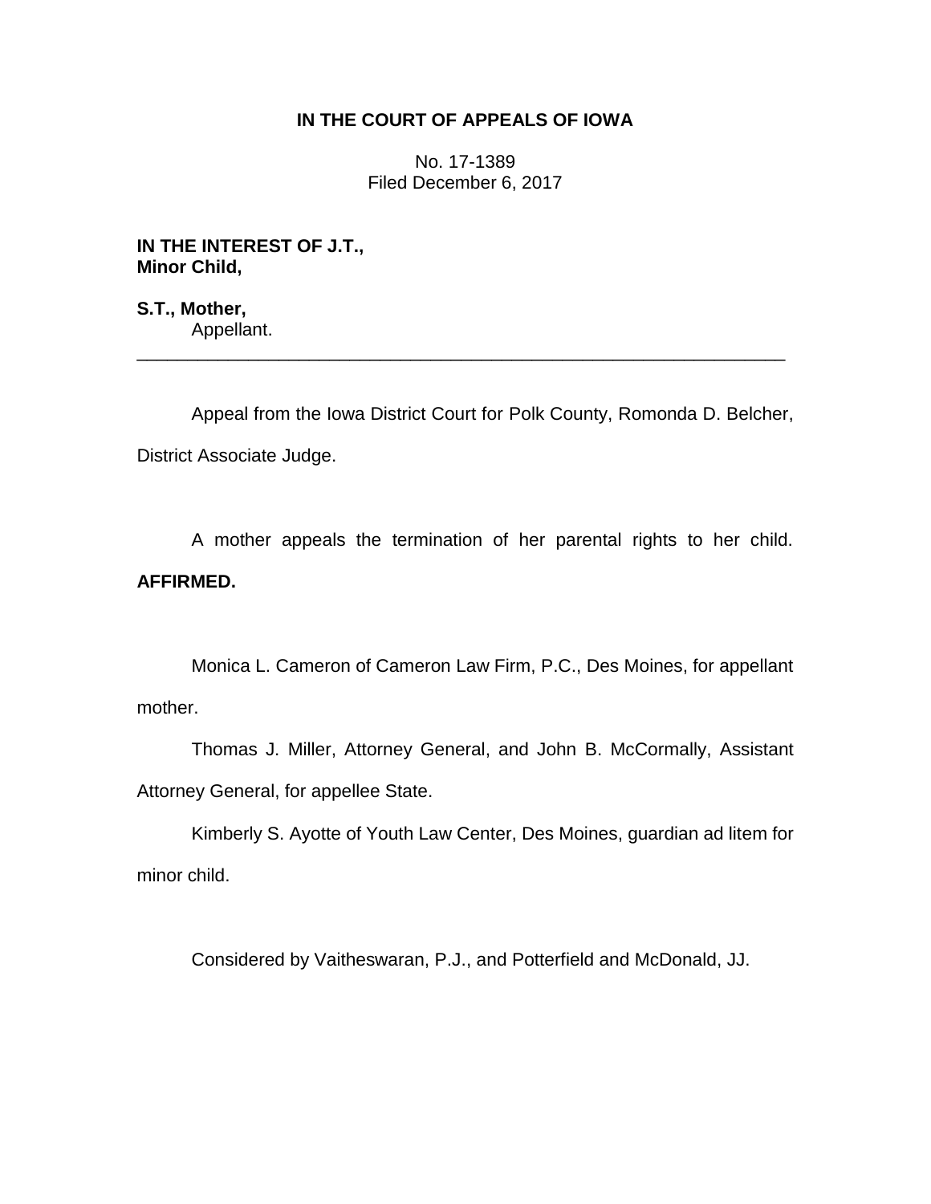**IN THE COURT OF APPEALS OF IOWA**

No. 17-1389
Filed December 6, 2017

**IN THE INTEREST OF J.T.,**
**Minor Child,**

**S.T., Mother,**
Appellant.

---

Appeal from the Iowa District Court for Polk County, Romonda D. Belcher, District Associate Judge.

A mother appeals the termination of her parental rights to her child. **AFFIRMED.**

Monica L. Cameron of Cameron Law Firm, P.C., Des Moines, for appellant mother.

Thomas J. Miller, Attorney General, and John B. McCormally, Assistant Attorney General, for appellee State.

Kimberly S. Ayotte of Youth Law Center, Des Moines, guardian ad litem for minor child.

Considered by Vaitheswaran, P.J., and Potterfield and McDonald, JJ.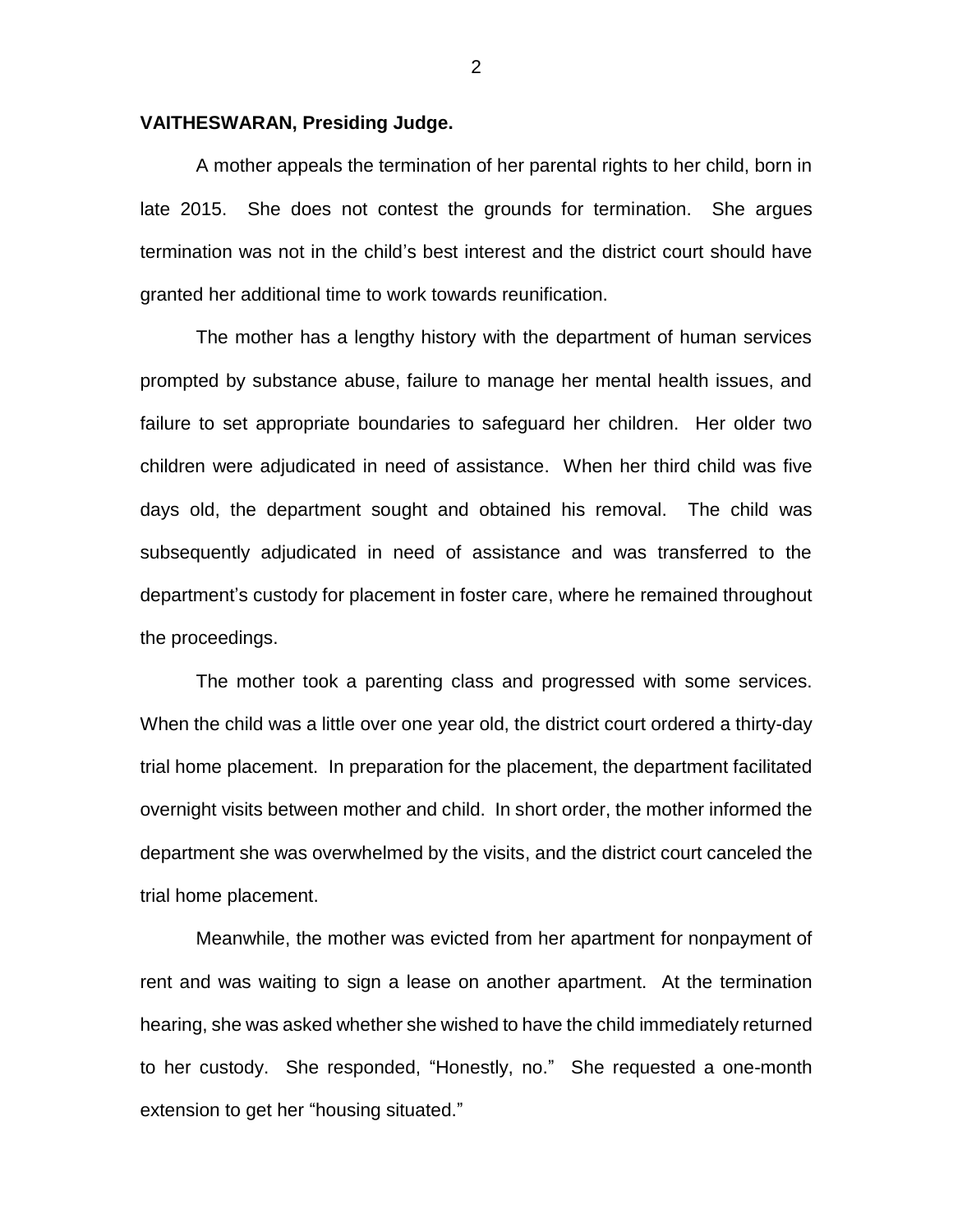**VAITHESWARAN, Presiding Judge.**

A mother appeals the termination of her parental rights to her child, born in late 2015. She does not contest the grounds for termination. She argues termination was not in the child's best interest and the district court should have granted her additional time to work towards reunification.

The mother has a lengthy history with the department of human services prompted by substance abuse, failure to manage her mental health issues, and failure to set appropriate boundaries to safeguard her children. Her older two children were adjudicated in need of assistance. When her third child was five days old, the department sought and obtained his removal. The child was subsequently adjudicated in need of assistance and was transferred to the department's custody for placement in foster care, where he remained throughout the proceedings.

The mother took a parenting class and progressed with some services. When the child was a little over one year old, the district court ordered a thirty-day trial home placement. In preparation for the placement, the department facilitated overnight visits between mother and child. In short order, the mother informed the department she was overwhelmed by the visits, and the district court canceled the trial home placement.

Meanwhile, the mother was evicted from her apartment for nonpayment of rent and was waiting to sign a lease on another apartment. At the termination hearing, she was asked whether she wished to have the child immediately returned to her custody. She responded, "Honestly, no." She requested a one-month extension to get her "housing situated."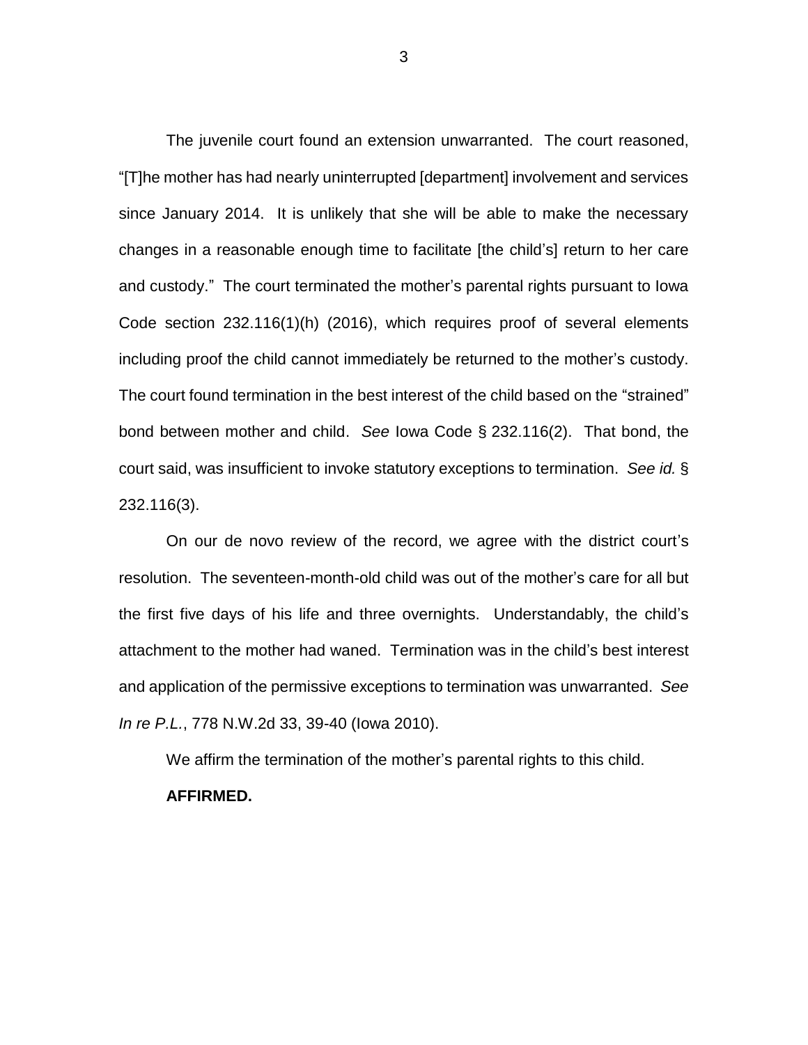The juvenile court found an extension unwarranted. The court reasoned, "[T]he mother has had nearly uninterrupted [department] involvement and services since January 2014. It is unlikely that she will be able to make the necessary changes in a reasonable enough time to facilitate [the child's] return to her care and custody." The court terminated the mother's parental rights pursuant to Iowa Code section 232.116(1)(h) (2016), which requires proof of several elements including proof the child cannot immediately be returned to the mother's custody. The court found termination in the best interest of the child based on the "strained" bond between mother and child. *See* Iowa Code § 232.116(2). That bond, the court said, was insufficient to invoke statutory exceptions to termination. *See id.* § 232.116(3).

On our de novo review of the record, we agree with the district court's resolution. The seventeen-month-old child was out of the mother's care for all but the first five days of his life and three overnights. Understandably, the child's attachment to the mother had waned. Termination was in the child's best interest and application of the permissive exceptions to termination was unwarranted. *See In re P.L.*, 778 N.W.2d 33, 39-40 (Iowa 2010).

We affirm the termination of the mother's parental rights to this child.

**AFFIRMED.**